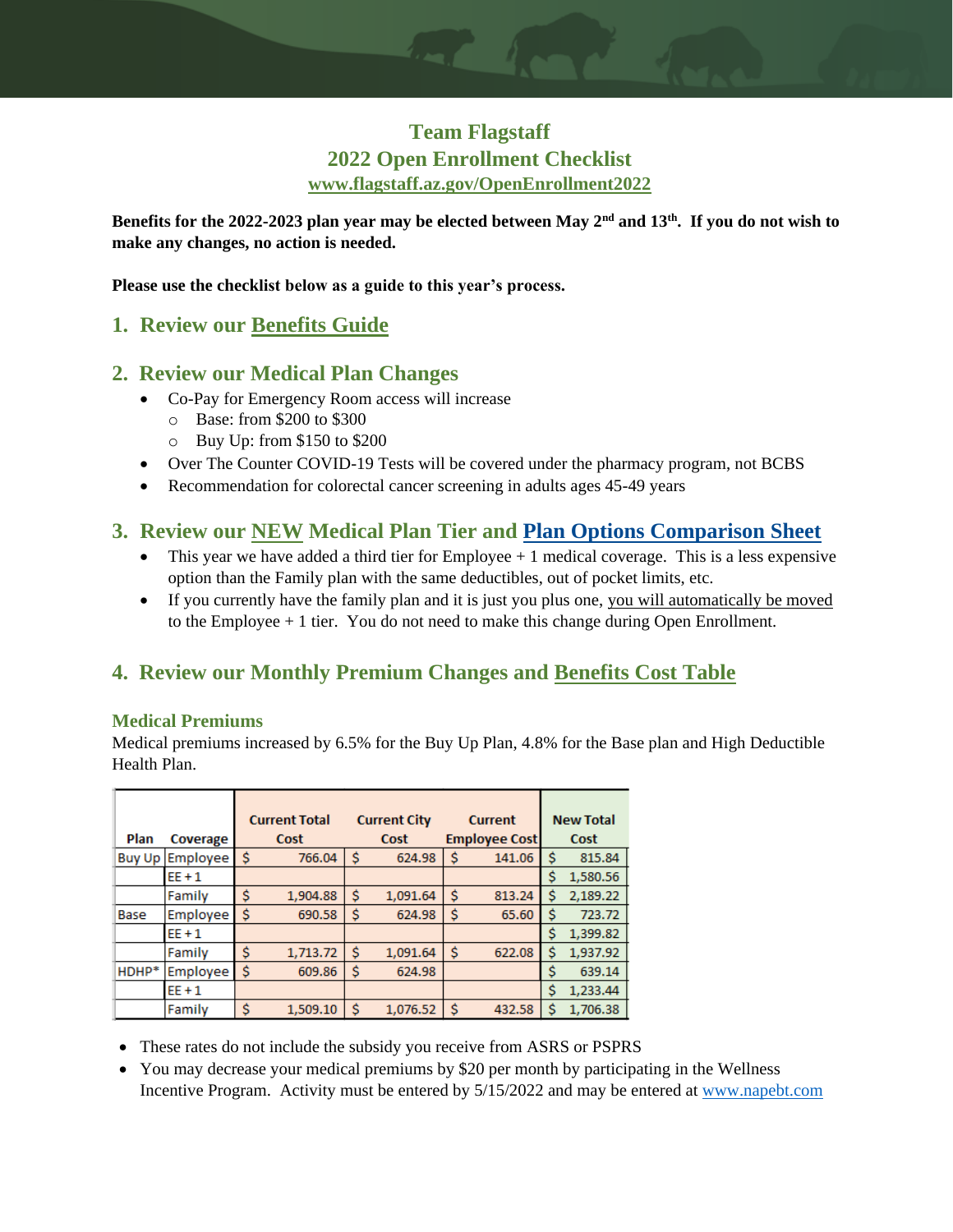# Team Flagstaff
# 2022 Open Enrollment Checklist

www.flagstaff.az.gov/OpenEnrollment2022

**Benefits for the 2022-2023 plan year may be elected between May 2nd and 13th. If you do not wish to make any changes, no action is needed.**

**Please use the checklist below as a guide to this year's process.**

## 1. Review our Benefits Guide

## 2. Review our Medical Plan Changes

- Co-Pay for Emergency Room access will increase
  - Base: from $200 to $300
  - Buy Up: from $150 to $200
- Over The Counter COVID-19 Tests will be covered under the pharmacy program, not BCBS
- Recommendation for colorectal cancer screening in adults ages 45-49 years

## 3. Review our NEW Medical Plan Tier and Plan Options Comparison Sheet

- This year we have added a third tier for Employee + 1 medical coverage. This is a less expensive option than the Family plan with the same deductibles, out of pocket limits, etc.
- If you currently have the family plan and it is just you plus one, you will automatically be moved to the Employee + 1 tier. You do not need to make this change during Open Enrollment.

## 4. Review our Monthly Premium Changes and Benefits Cost Table

### Medical Premiums

Medical premiums increased by 6.5% for the Buy Up Plan, 4.8% for the Base plan and High Deductible Health Plan.

| Plan | Coverage | Current Total Cost | Current City Cost | Current Employee Cost | New Total Cost |
|---|---|---|---|---|---|
| Buy Up | Employee | $ 766.04 | $ 624.98 | $ 141.06 | $ 815.84 |
| | EE + 1 | | | | $ 1,580.56 |
| | Family | $ 1,904.88 | $ 1,091.64 | $ 813.24 | $ 2,189.22 |
| Base | Employee | $ 690.58 | $ 624.98 | $ 65.60 | $ 723.72 |
| | EE + 1 | | | | $ 1,399.82 |
| | Family | $ 1,713.72 | $ 1,091.64 | $ 622.08 | $ 1,937.92 |
| HDHP* | Employee | $ 609.86 | $ 624.98 | | $ 639.14 |
| | EE + 1 | | | | $ 1,233.44 |
| | Family | $ 1,509.10 | $ 1,076.52 | $ 432.58 | $ 1,706.38 |

- These rates do not include the subsidy you receive from ASRS or PSPRS
- You may decrease your medical premiums by $20 per month by participating in the Wellness Incentive Program. Activity must be entered by 5/15/2022 and may be entered at www.napebt.com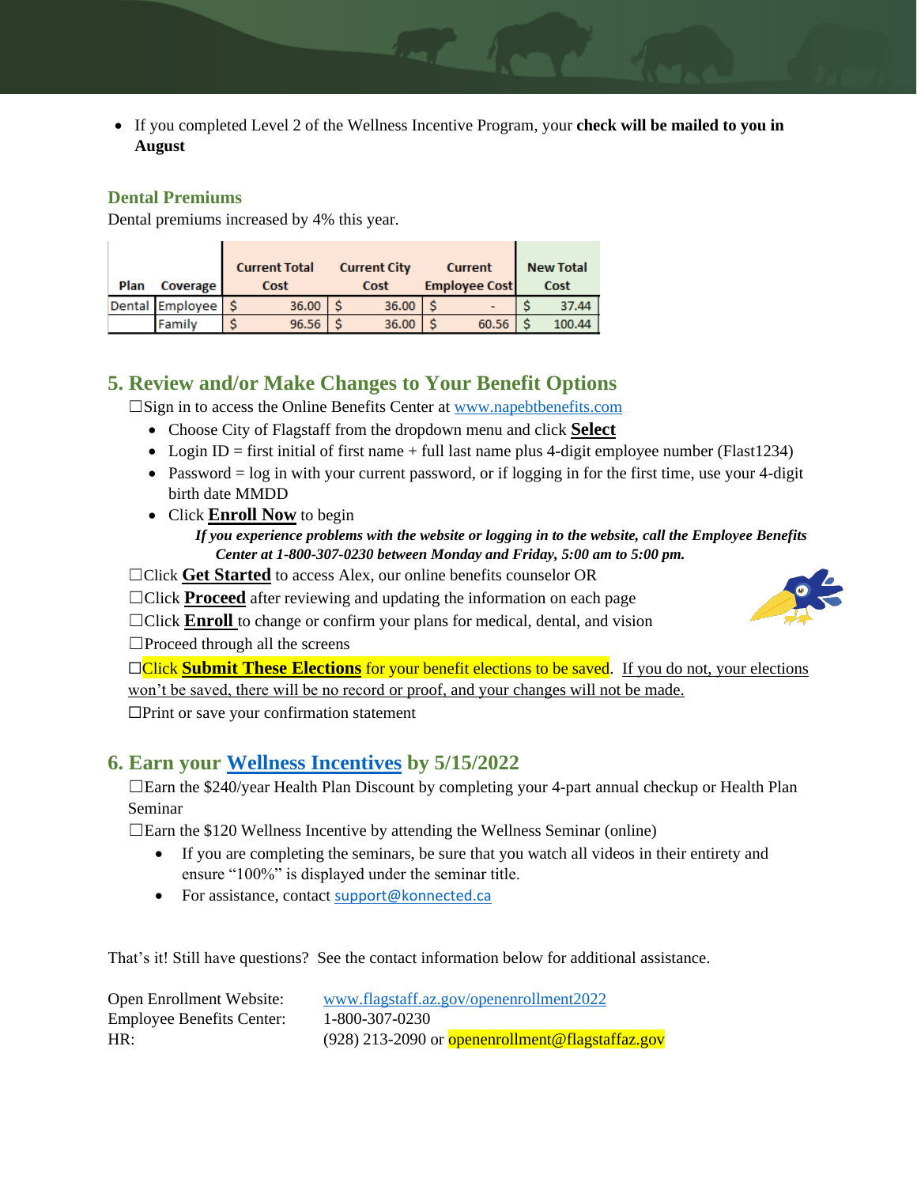- If you completed Level 2 of the Wellness Incentive Program, your **check will be mailed to you in August**

### Dental Premiums

Dental premiums increased by 4% this year.

| Plan | Coverage | Current Total Cost | Current City Cost | Current Employee Cost | New Total Cost |
|---|---|---|---|---|---|
| Dental | Employee | $ 36.00 | $ 36.00 | $ - | $ 37.44 |
| | Family | $ 96.56 | $ 36.00 | $ 60.56 | $ 100.44 |

## 5. Review and/or Make Changes to Your Benefit Options

☐Sign in to access the Online Benefits Center at [www.napebtbenefits.com](http://www.napebtbenefits.com)

- Choose City of Flagstaff from the dropdown menu and click **Select**
- Login ID = first initial of first name + full last name plus 4-digit employee number (Flast1234)
- Password = log in with your current password, or if logging in for the first time, use your 4-digit birth date MMDD
- Click **Enroll Now** to begin

***If you experience problems with the website or logging in to the website, call the Employee Benefits Center at 1-800-307-0230 between Monday and Friday, 5:00 am to 5:00 pm.***

☐Click **Get Started** to access Alex, our online benefits counselor OR

☐Click **Proceed** after reviewing and updating the information on each page

☐Click **Enroll** to change or confirm your plans for medical, dental, and vision

☐Proceed through all the screens

☐Click **Submit These Elections** for your benefit elections to be saved. If you do not, your elections won't be saved, there will be no record or proof, and your changes will not be made.

☐Print or save your confirmation statement

## 6. Earn your Wellness Incentives by 5/15/2022

☐Earn the $240/year Health Plan Discount by completing your 4-part annual checkup or Health Plan Seminar

☐Earn the $120 Wellness Incentive by attending the Wellness Seminar (online)

- If you are completing the seminars, be sure that you watch all videos in their entirety and ensure "100%" is displayed under the seminar title.
- For assistance, contact support@konnected.ca

That's it! Still have questions? See the contact information below for additional assistance.

Open Enrollment Website: [www.flagstaff.az.gov/openenrollment2022](http://www.flagstaff.az.gov/openenrollment2022)
Employee Benefits Center: 1-800-307-0230
HR: (928) 213-2090 or openenrollment@flagstaffaz.gov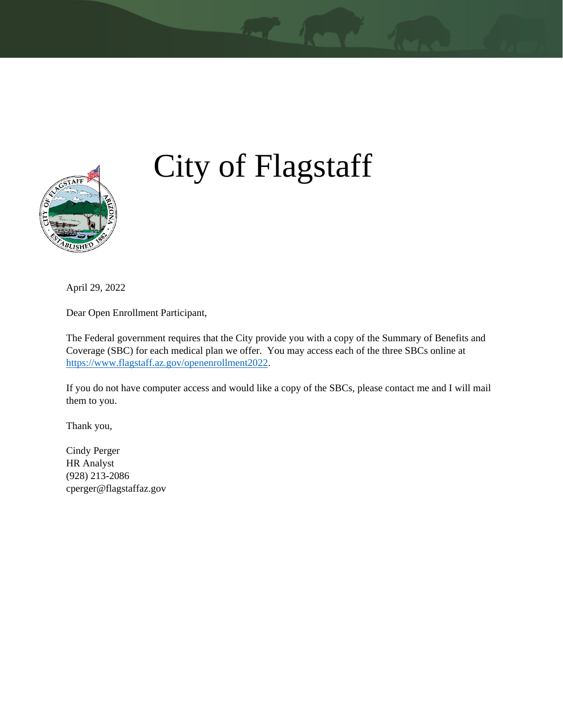# City of Flagstaff

April 29, 2022

Dear Open Enrollment Participant,

The Federal government requires that the City provide you with a copy of the Summary of Benefits and Coverage (SBC) for each medical plan we offer. You may access each of the three SBCs online at https://www.flagstaff.az.gov/openenrollment2022.

If you do not have computer access and would like a copy of the SBCs, please contact me and I will mail them to you.

Thank you,

Cindy Perger
HR Analyst
(928) 213-2086
cperger@flagstaffaz.gov